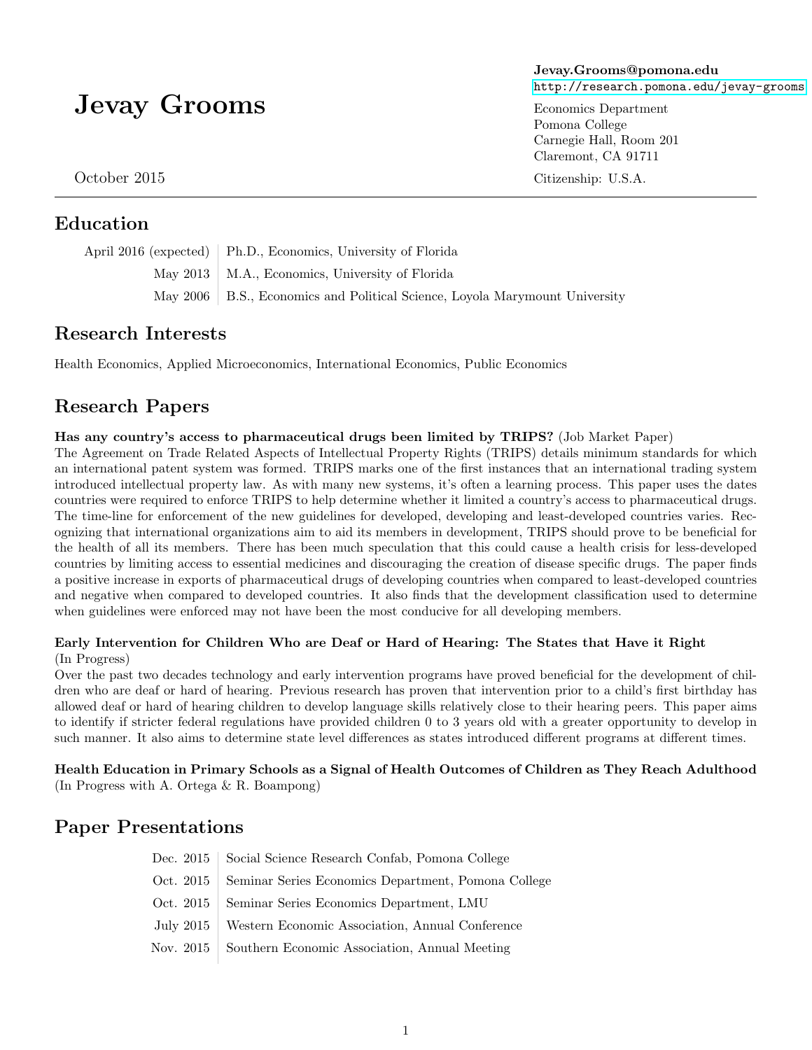# Jevay Grooms

October 2015

**Jevay.Grooms@pomona.edu**
http://research.pomona.edu/jevay-grooms

Economics Department
Pomona College
Carnegie Hall, Room 201
Claremont, CA 91711

Citizenship: U.S.A.

## Education

| | |
|---|---|
| April 2016 (expected) | Ph.D., Economics, University of Florida |
| May 2013 | M.A., Economics, University of Florida |
| May 2006 | B.S., Economics and Political Science, Loyola Marymount University |

## Research Interests

Health Economics, Applied Microeconomics, International Economics, Public Economics

## Research Papers

**Has any country's access to pharmaceutical drugs been limited by TRIPS?** (Job Market Paper)
The Agreement on Trade Related Aspects of Intellectual Property Rights (TRIPS) details minimum standards for which an international patent system was formed. TRIPS marks one of the first instances that an international trading system introduced intellectual property law. As with many new systems, it's often a learning process. This paper uses the dates countries were required to enforce TRIPS to help determine whether it limited a country's access to pharmaceutical drugs. The time-line for enforcement of the new guidelines for developed, developing and least-developed countries varies. Recognizing that international organizations aim to aid its members in development, TRIPS should prove to be beneficial for the health of all its members. There has been much speculation that this could cause a health crisis for less-developed countries by limiting access to essential medicines and discouraging the creation of disease specific drugs. The paper finds a positive increase in exports of pharmaceutical drugs of developing countries when compared to least-developed countries and negative when compared to developed countries. It also finds that the development classification used to determine when guidelines were enforced may not have been the most conducive for all developing members.

**Early Intervention for Children Who are Deaf or Hard of Hearing: The States that Have it Right** (In Progress)
Over the past two decades technology and early intervention programs have proved beneficial for the development of children who are deaf or hard of hearing. Previous research has proven that intervention prior to a child's first birthday has allowed deaf or hard of hearing children to develop language skills relatively close to their hearing peers. This paper aims to identify if stricter federal regulations have provided children 0 to 3 years old with a greater opportunity to develop in such manner. It also aims to determine state level differences as states introduced different programs at different times.

**Health Education in Primary Schools as a Signal of Health Outcomes of Children as They Reach Adulthood** (In Progress with A. Ortega & R. Boampong)

## Paper Presentations

| | |
|---|---|
| Dec. 2015 | Social Science Research Confab, Pomona College |
| Oct. 2015 | Seminar Series Economics Department, Pomona College |
| Oct. 2015 | Seminar Series Economics Department, LMU |
| July 2015 | Western Economic Association, Annual Conference |
| Nov. 2015 | Southern Economic Association, Annual Meeting |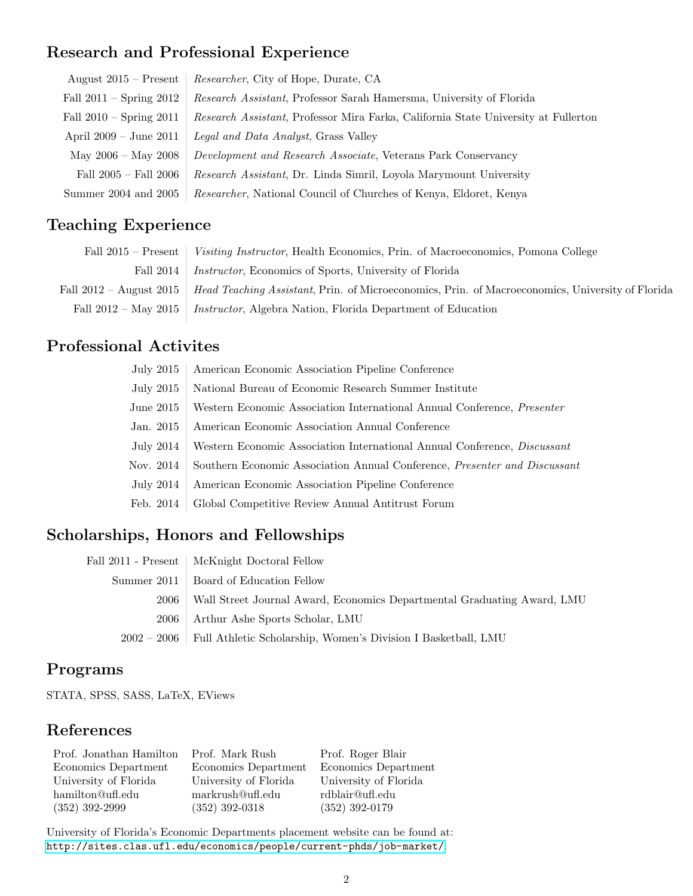## Research and Professional Experience

| | |
|---|---|
| August 2015 – Present | *Researcher*, City of Hope, Durate, CA |
| Fall 2011 – Spring 2012 | *Research Assistant*, Professor Sarah Hamersma, University of Florida |
| Fall 2010 – Spring 2011 | *Research Assistant*, Professor Mira Farka, California State University at Fullerton |
| April 2009 – June 2011 | *Legal and Data Analyst*, Grass Valley |
| May 2006 – May 2008 | *Development and Research Associate*, Veterans Park Conservancy |
| Fall 2005 – Fall 2006 | *Research Assistant*, Dr. Linda Simril, Loyola Marymount University |
| Summer 2004 and 2005 | *Researcher*, National Council of Churches of Kenya, Eldoret, Kenya |

## Teaching Experience

| | |
|---|---|
| Fall 2015 – Present | *Visiting Instructor*, Health Economics, Prin. of Macroeconomics, Pomona College |
| Fall 2014 | *Instructor*, Economics of Sports, University of Florida |
| Fall 2012 – August 2015 | *Head Teaching Assistant*, Prin. of Microeconomics, Prin. of Macroeconomics, University of Florida |
| Fall 2012 – May 2015 | *Instructor*, Algebra Nation, Florida Department of Education |

## Professional Activites

| | |
|---|---|
| July 2015 | American Economic Association Pipeline Conference |
| July 2015 | National Bureau of Economic Research Summer Institute |
| June 2015 | Western Economic Association International Annual Conference, *Presenter* |
| Jan. 2015 | American Economic Association Annual Conference |
| July 2014 | Western Economic Association International Annual Conference, *Discussant* |
| Nov. 2014 | Southern Economic Association Annual Conference, *Presenter and Discussant* |
| July 2014 | American Economic Association Pipeline Conference |
| Feb. 2014 | Global Competitive Review Annual Antitrust Forum |

## Scholarships, Honors and Fellowships

| | |
|---|---|
| Fall 2011 - Present | McKnight Doctoral Fellow |
| Summer 2011 | Board of Education Fellow |
| 2006 | Wall Street Journal Award, Economics Departmental Graduating Award, LMU |
| 2006 | Arthur Ashe Sports Scholar, LMU |
| 2002 – 2006 | Full Athletic Scholarship, Women's Division I Basketball, LMU |

## Programs

STATA, SPSS, SASS, LaTeX, EViews

## References

| | | |
|---|---|---|
| Prof. Jonathan Hamilton | Prof. Mark Rush | Prof. Roger Blair |
| Economics Department | Economics Department | Economics Department |
| University of Florida | University of Florida | University of Florida |
| hamilton@ufl.edu | markrush@ufl.edu | rdblair@ufl.edu |
| (352) 392-2999 | (352) 392-0318 | (352) 392-0179 |

University of Florida's Economic Departments placement website can be found at:
http://sites.clas.ufl.edu/economics/people/current-phds/job-market/.